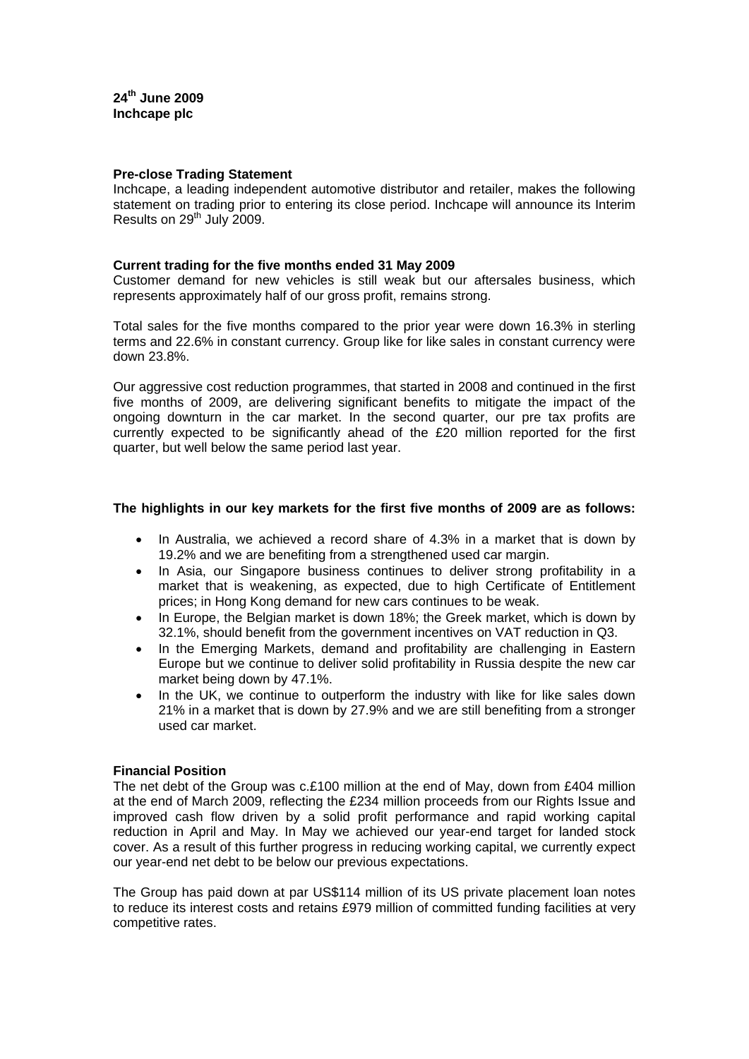**24th June 2009**
**Inchcape plc**

**Pre-close Trading Statement**
Inchcape, a leading independent automotive distributor and retailer, makes the following statement on trading prior to entering its close period. Inchcape will announce its Interim Results on 29th July 2009.

**Current trading for the five months ended 31 May 2009**
Customer demand for new vehicles is still weak but our aftersales business, which represents approximately half of our gross profit, remains strong.

Total sales for the five months compared to the prior year were down 16.3% in sterling terms and 22.6% in constant currency. Group like for like sales in constant currency were down 23.8%.

Our aggressive cost reduction programmes, that started in 2008 and continued in the first five months of 2009, are delivering significant benefits to mitigate the impact of the ongoing downturn in the car market. In the second quarter, our pre tax profits are currently expected to be significantly ahead of the £20 million reported for the first quarter, but well below the same period last year.

**The highlights in our key markets for the first five months of 2009 are as follows:**

- In Australia, we achieved a record share of 4.3% in a market that is down by 19.2% and we are benefiting from a strengthened used car margin.
- In Asia, our Singapore business continues to deliver strong profitability in a market that is weakening, as expected, due to high Certificate of Entitlement prices; in Hong Kong demand for new cars continues to be weak.
- In Europe, the Belgian market is down 18%; the Greek market, which is down by 32.1%, should benefit from the government incentives on VAT reduction in Q3.
- In the Emerging Markets, demand and profitability are challenging in Eastern Europe but we continue to deliver solid profitability in Russia despite the new car market being down by 47.1%.
- In the UK, we continue to outperform the industry with like for like sales down 21% in a market that is down by 27.9% and we are still benefiting from a stronger used car market.

**Financial Position**
The net debt of the Group was c.£100 million at the end of May, down from £404 million at the end of March 2009, reflecting the £234 million proceeds from our Rights Issue and improved cash flow driven by a solid profit performance and rapid working capital reduction in April and May. In May we achieved our year-end target for landed stock cover. As a result of this further progress in reducing working capital, we currently expect our year-end net debt to be below our previous expectations.

The Group has paid down at par US$114 million of its US private placement loan notes to reduce its interest costs and retains £979 million of committed funding facilities at very competitive rates.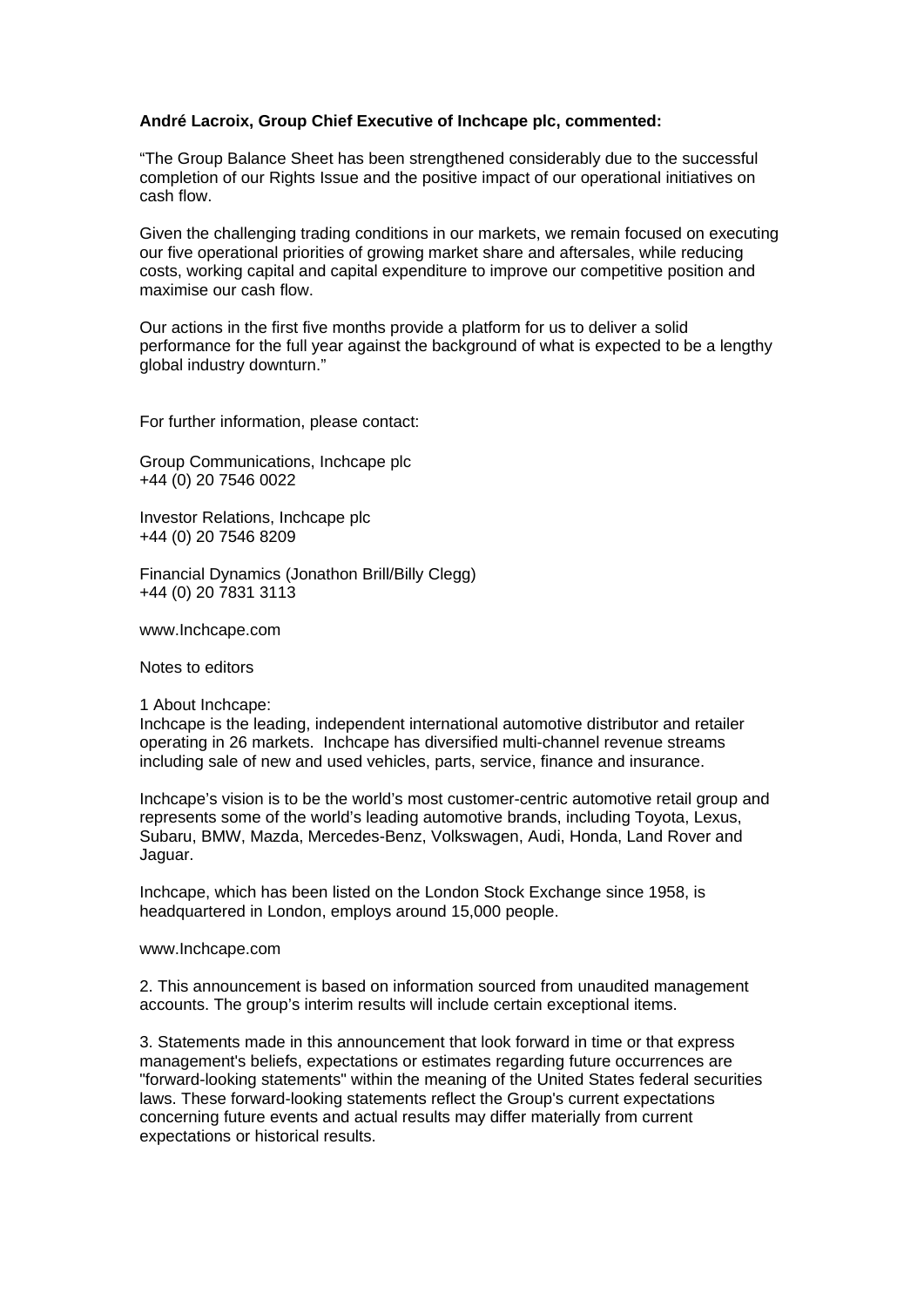**André Lacroix, Group Chief Executive of Inchcape plc, commented:**

"The Group Balance Sheet has been strengthened considerably due to the successful completion of our Rights Issue and the positive impact of our operational initiatives on cash flow.

Given the challenging trading conditions in our markets, we remain focused on executing our five operational priorities of growing market share and aftersales, while reducing costs, working capital and capital expenditure to improve our competitive position and maximise our cash flow.

Our actions in the first five months provide a platform for us to deliver a solid performance for the full year against the background of what is expected to be a lengthy global industry downturn."

For further information, please contact:

Group Communications, Inchcape plc
+44 (0) 20 7546 0022

Investor Relations, Inchcape plc
+44 (0) 20 7546 8209

Financial Dynamics (Jonathon Brill/Billy Clegg)
+44 (0) 20 7831 3113

www.Inchcape.com

Notes to editors

1 About Inchcape:
Inchcape is the leading, independent international automotive distributor and retailer operating in 26 markets. Inchcape has diversified multi-channel revenue streams including sale of new and used vehicles, parts, service, finance and insurance.

Inchcape's vision is to be the world's most customer-centric automotive retail group and represents some of the world's leading automotive brands, including Toyota, Lexus, Subaru, BMW, Mazda, Mercedes-Benz, Volkswagen, Audi, Honda, Land Rover and Jaguar.

Inchcape, which has been listed on the London Stock Exchange since 1958, is headquartered in London, employs around 15,000 people.

www.Inchcape.com

2. This announcement is based on information sourced from unaudited management accounts. The group's interim results will include certain exceptional items.

3. Statements made in this announcement that look forward in time or that express management's beliefs, expectations or estimates regarding future occurrences are "forward-looking statements" within the meaning of the United States federal securities laws. These forward-looking statements reflect the Group's current expectations concerning future events and actual results may differ materially from current expectations or historical results.